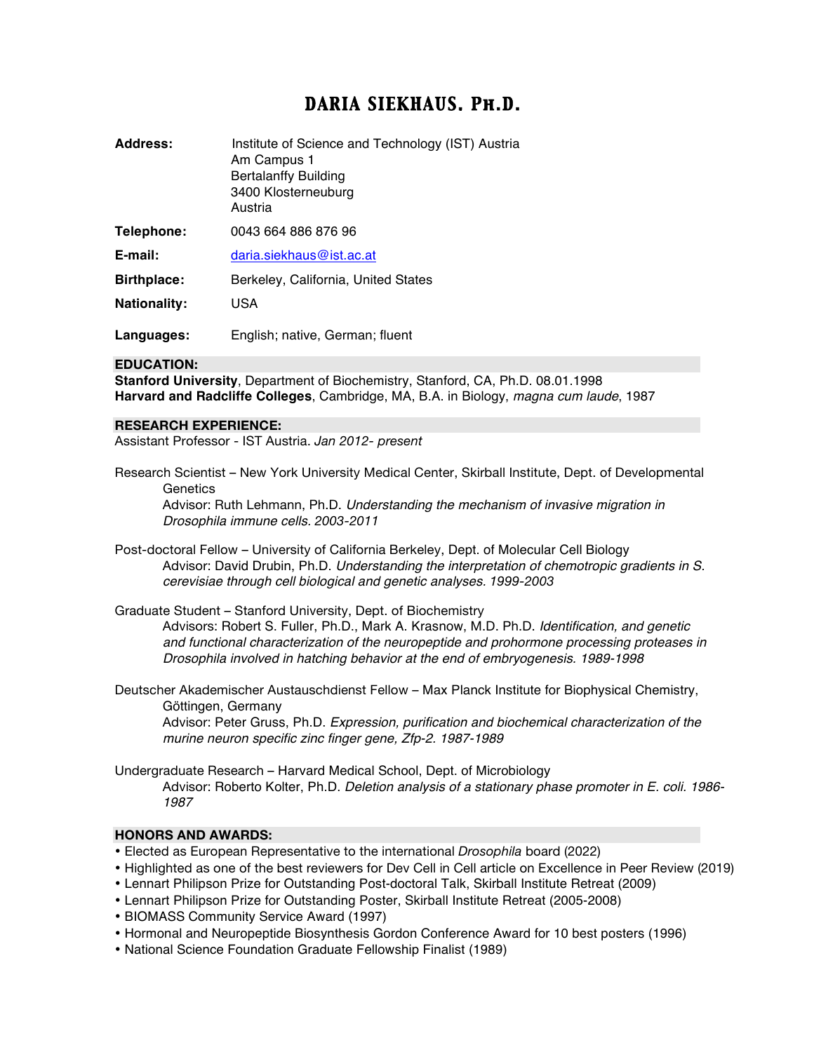# DARIA SIEKHAUS. PH.D.

| | |
|---|---|
| **Address:** | Institute of Science and Technology (IST) Austria<br>Am Campus 1<br>Bertalanffy Building<br>3400 Klosterneuburg<br>Austria |
| **Telephone:** | 0043 664 886 876 96 |
| **E-mail:** | daria.siekhaus@ist.ac.at |
| **Birthplace:** | Berkeley, California, United States |
| **Nationality:** | USA |
| **Languages:** | English; native, German; fluent |

## EDUCATION:

**Stanford University**, Department of Biochemistry, Stanford, CA, Ph.D. 08.01.1998
**Harvard and Radcliffe Colleges**, Cambridge, MA, B.A. in Biology, *magna cum laude*, 1987

## RESEARCH EXPERIENCE:

Assistant Professor - IST Austria. *Jan 2012- present*

Research Scientist – New York University Medical Center, Skirball Institute, Dept. of Developmental Genetics
Advisor: Ruth Lehmann, Ph.D. *Understanding the mechanism of invasive migration in Drosophila immune cells. 2003-2011*

Post-doctoral Fellow – University of California Berkeley, Dept. of Molecular Cell Biology
Advisor: David Drubin, Ph.D. *Understanding the interpretation of chemotropic gradients in S. cerevisiae through cell biological and genetic analyses. 1999-2003*

Graduate Student – Stanford University, Dept. of Biochemistry
Advisors: Robert S. Fuller, Ph.D., Mark A. Krasnow, M.D. Ph.D. *Identification, and genetic and functional characterization of the neuropeptide and prohormone processing proteases in Drosophila involved in hatching behavior at the end of embryogenesis. 1989-1998*

Deutscher Akademischer Austauschdienst Fellow – Max Planck Institute for Biophysical Chemistry, Göttingen, Germany
Advisor: Peter Gruss, Ph.D. *Expression, purification and biochemical characterization of the murine neuron specific zinc finger gene, Zfp-2. 1987-1989*

Undergraduate Research – Harvard Medical School, Dept. of Microbiology
Advisor: Roberto Kolter, Ph.D. *Deletion analysis of a stationary phase promoter in E. coli. 1986-1987*

## HONORS AND AWARDS:

- Elected as European Representative to the international *Drosophila* board (2022)
- Highlighted as one of the best reviewers for Dev Cell in Cell article on Excellence in Peer Review (2019)
- Lennart Philipson Prize for Outstanding Post-doctoral Talk, Skirball Institute Retreat (2009)
- Lennart Philipson Prize for Outstanding Poster, Skirball Institute Retreat (2005-2008)
- BIOMASS Community Service Award (1997)
- Hormonal and Neuropeptide Biosynthesis Gordon Conference Award for 10 best posters (1996)
- National Science Foundation Graduate Fellowship Finalist (1989)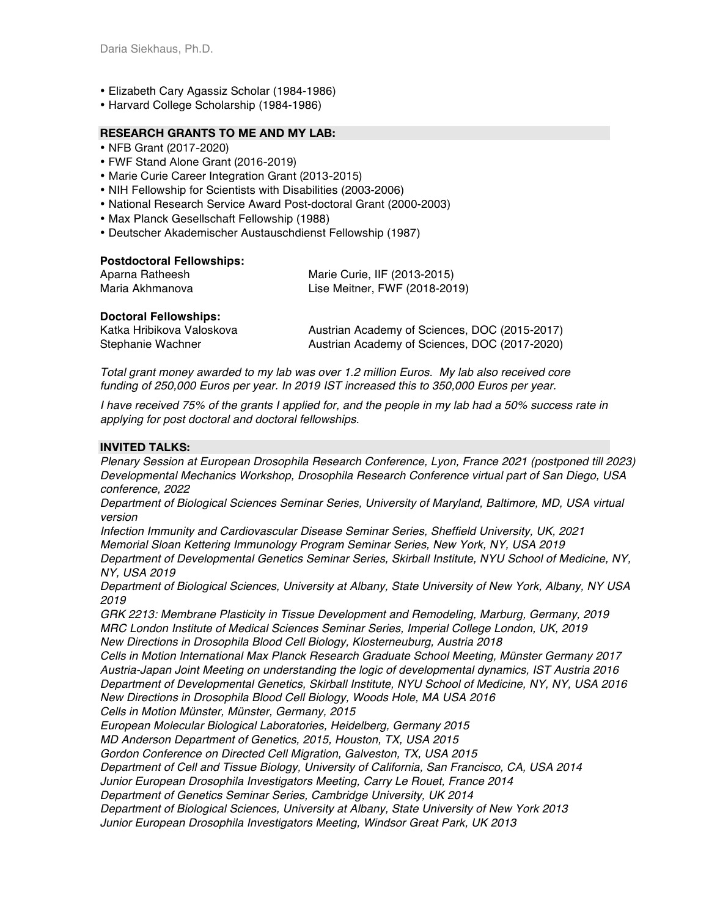- Elizabeth Cary Agassiz Scholar (1984-1986)
- Harvard College Scholarship (1984-1986)

## RESEARCH GRANTS TO ME AND MY LAB:

- NFB Grant (2017-2020)
- FWF Stand Alone Grant (2016-2019)
- Marie Curie Career Integration Grant (2013-2015)
- NIH Fellowship for Scientists with Disabilities (2003-2006)
- National Research Service Award Post-doctoral Grant (2000-2003)
- Max Planck Gesellschaft Fellowship (1988)
- Deutscher Akademischer Austauschdienst Fellowship (1987)

**Postdoctoral Fellowships:**

| | |
|---|---|
| Aparna Ratheesh | Marie Curie, IIF (2013-2015) |
| Maria Akhmanova | Lise Meitner, FWF (2018-2019) |

**Doctoral Fellowships:**

| | |
|---|---|
| Katka Hribikova Valoskova | Austrian Academy of Sciences, DOC (2015-2017) |
| Stephanie Wachner | Austrian Academy of Sciences, DOC (2017-2020) |

*Total grant money awarded to my lab was over 1.2 million Euros. My lab also received core funding of 250,000 Euros per year. In 2019 IST increased this to 350,000 Euros per year.*

*I have received 75% of the grants I applied for, and the people in my lab had a 50% success rate in applying for post doctoral and doctoral fellowships.*

## INVITED TALKS:

*Plenary Session at European Drosophila Research Conference, Lyon, France 2021 (postponed till 2023)*
*Developmental Mechanics Workshop, Drosophila Research Conference virtual part of San Diego, USA conference, 2022*
*Department of Biological Sciences Seminar Series, University of Maryland, Baltimore, MD, USA virtual version*
*Infection Immunity and Cardiovascular Disease Seminar Series, Sheffield University, UK, 2021*
*Memorial Sloan Kettering Immunology Program Seminar Series, New York, NY, USA 2019*
*Department of Developmental Genetics Seminar Series, Skirball Institute, NYU School of Medicine, NY, NY, USA 2019*
*Department of Biological Sciences, University at Albany, State University of New York, Albany, NY USA 2019*
*GRK 2213: Membrane Plasticity in Tissue Development and Remodeling, Marburg, Germany, 2019*
*MRC London Institute of Medical Sciences Seminar Series, Imperial College London, UK, 2019*
*New Directions in Drosophila Blood Cell Biology, Klosterneuburg, Austria 2018*
*Cells in Motion International Max Planck Research Graduate School Meeting, Münster Germany 2017*
*Austria-Japan Joint Meeting on understanding the logic of developmental dynamics, IST Austria 2016*
*Department of Developmental Genetics, Skirball Institute, NYU School of Medicine, NY, NY, USA 2016*
*New Directions in Drosophila Blood Cell Biology, Woods Hole, MA USA 2016*
*Cells in Motion Münster, Münster, Germany, 2015*
*European Molecular Biological Laboratories, Heidelberg, Germany 2015*
*MD Anderson Department of Genetics, 2015, Houston, TX, USA 2015*
*Gordon Conference on Directed Cell Migration, Galveston, TX, USA 2015*
*Department of Cell and Tissue Biology, University of California, San Francisco, CA, USA 2014*
*Junior European Drosophila Investigators Meeting, Carry Le Rouet, France 2014*
*Department of Genetics Seminar Series, Cambridge University, UK 2014*
*Department of Biological Sciences, University at Albany, State University of New York 2013*
*Junior European Drosophila Investigators Meeting, Windsor Great Park, UK 2013*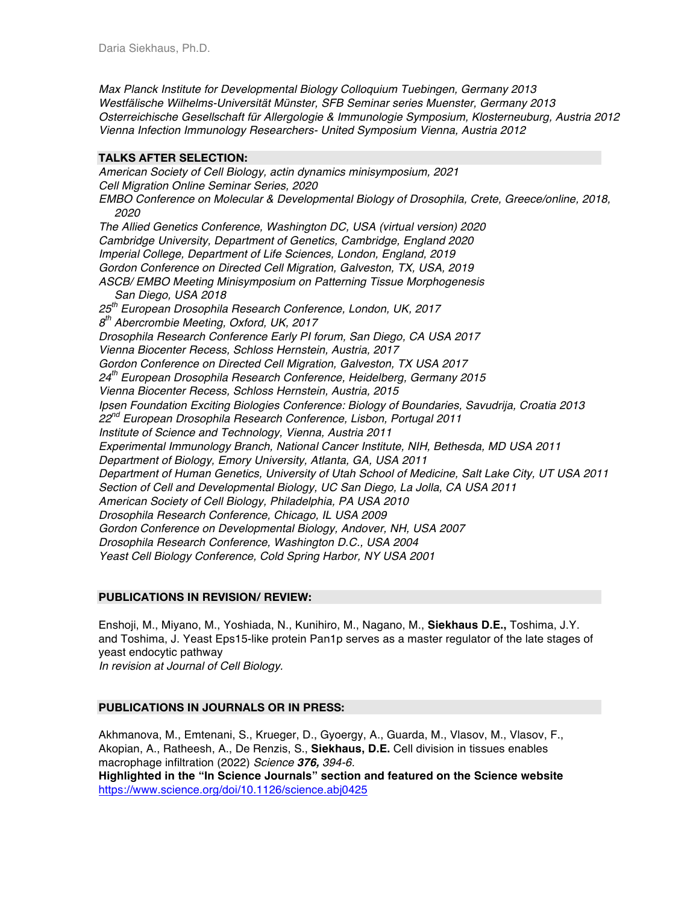*Max Planck Institute for Developmental Biology Colloquium Tuebingen, Germany 2013*
*Westfälische Wilhelms-Universität Münster, SFB Seminar series Muenster, Germany 2013*
*Osterreichische Gesellschaft für Allergologie & Immunologie Symposium, Klosterneuburg, Austria 2012*
*Vienna Infection Immunology Researchers- United Symposium Vienna, Austria 2012*

## TALKS AFTER SELECTION:

*American Society of Cell Biology, actin dynamics minisymposium, 2021*
*Cell Migration Online Seminar Series, 2020*
*EMBO Conference on Molecular & Developmental Biology of Drosophila, Crete, Greece/online, 2018, 2020*
*The Allied Genetics Conference, Washington DC, USA (virtual version) 2020*
*Cambridge University, Department of Genetics, Cambridge, England 2020*
*Imperial College, Department of Life Sciences, London, England, 2019*
*Gordon Conference on Directed Cell Migration, Galveston, TX, USA, 2019*
*ASCB/ EMBO Meeting Minisymposium on Patterning Tissue Morphogenesis San Diego, USA 2018*
*25th European Drosophila Research Conference, London, UK, 2017*
*8th Abercrombie Meeting, Oxford, UK, 2017*
*Drosophila Research Conference Early PI forum, San Diego, CA USA 2017*
*Vienna Biocenter Recess, Schloss Hernstein, Austria, 2017*
*Gordon Conference on Directed Cell Migration, Galveston, TX USA 2017*
*24th European Drosophila Research Conference, Heidelberg, Germany 2015*
*Vienna Biocenter Recess, Schloss Hernstein, Austria, 2015*
*Ipsen Foundation Exciting Biologies Conference: Biology of Boundaries, Savudrija, Croatia 2013*
*22nd European Drosophila Research Conference, Lisbon, Portugal 2011*
*Institute of Science and Technology, Vienna, Austria 2011*
*Experimental Immunology Branch, National Cancer Institute, NIH, Bethesda, MD USA 2011*
*Department of Biology, Emory University, Atlanta, GA, USA 2011*
*Department of Human Genetics, University of Utah School of Medicine, Salt Lake City, UT USA 2011*
*Section of Cell and Developmental Biology, UC San Diego, La Jolla, CA USA 2011*
*American Society of Cell Biology, Philadelphia, PA USA 2010*
*Drosophila Research Conference, Chicago, IL USA 2009*
*Gordon Conference on Developmental Biology, Andover, NH, USA 2007*
*Drosophila Research Conference, Washington D.C., USA 2004*
*Yeast Cell Biology Conference, Cold Spring Harbor, NY USA 2001*

## PUBLICATIONS IN REVISION/ REVIEW:

Enshoji, M., Miyano, M., Yoshiada, N., Kunihiro, M., Nagano, M., **Siekhaus D.E.,** Toshima, J.Y. and Toshima, J. Yeast Eps15-like protein Pan1p serves as a master regulator of the late stages of yeast endocytic pathway
*In revision at Journal of Cell Biology.*

## PUBLICATIONS IN JOURNALS OR IN PRESS:

Akhmanova, M., Emtenani, S., Krueger, D., Gyoergy, A., Guarda, M., Vlasov, M., Vlasov, F., Akopian, A., Ratheesh, A., De Renzis, S., **Siekhaus, D.E.** Cell division in tissues enables macrophage infiltration (2022) *Science* ***376,*** *394-6.*
**Highlighted in the "In Science Journals" section and featured on the Science website**
https://www.science.org/doi/10.1126/science.abj0425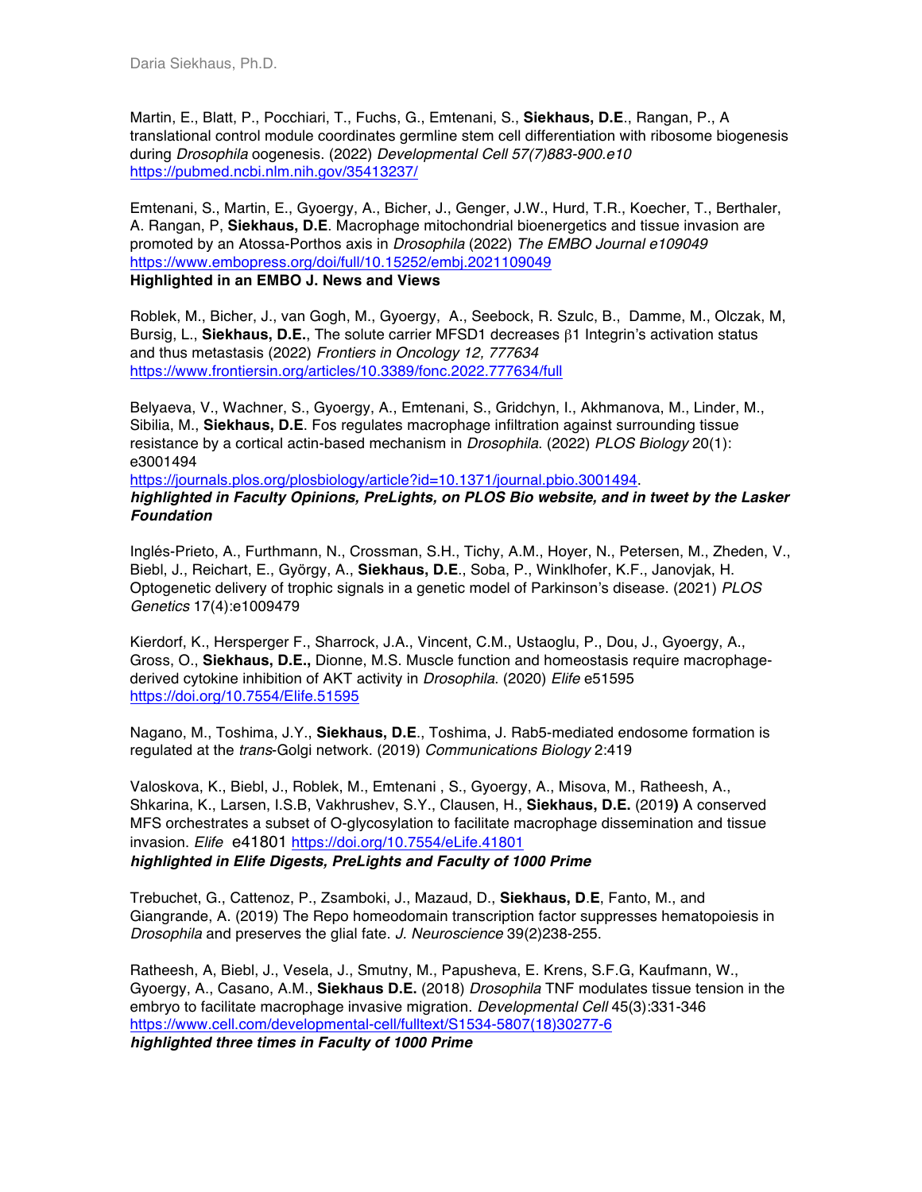Martin, E., Blatt, P., Pocchiari, T., Fuchs, G., Emtenani, S., **Siekhaus, D.E**., Rangan, P., A translational control module coordinates germline stem cell differentiation with ribosome biogenesis during *Drosophila* oogenesis. (2022) *Developmental Cell 57(7)883-900.e10*
https://pubmed.ncbi.nlm.nih.gov/35413237/

Emtenani, S., Martin, E., Gyoergy, A., Bicher, J., Genger, J.W., Hurd, T.R., Koecher, T., Berthaler, A. Rangan, P, **Siekhaus, D.E**. Macrophage mitochondrial bioenergetics and tissue invasion are promoted by an Atossa-Porthos axis in *Drosophila* (2022) *The EMBO Journal e109049*
https://www.embopress.org/doi/full/10.15252/embj.2021109049
**Highlighted in an EMBO J. News and Views**

Roblek, M., Bicher, J., van Gogh, M., Gyoergy, A., Seebock, R. Szulc, B., Damme, M., Olczak, M, Bursig, L., **Siekhaus, D.E.**, The solute carrier MFSD1 decreases β1 Integrin's activation status and thus metastasis (2022) *Frontiers in Oncology 12, 777634*
https://www.frontiersin.org/articles/10.3389/fonc.2022.777634/full

Belyaeva, V., Wachner, S., Gyoergy, A., Emtenani, S., Gridchyn, I., Akhmanova, M., Linder, M., Sibilia, M., **Siekhaus, D.E**. Fos regulates macrophage infiltration against surrounding tissue resistance by a cortical actin-based mechanism in *Drosophila*. (2022) *PLOS Biology* 20(1): e3001494
https://journals.plos.org/plosbiology/article?id=10.1371/journal.pbio.3001494.
***highlighted in Faculty Opinions, PreLights, on PLOS Bio website, and in tweet by the Lasker Foundation***

Inglés-Prieto, A., Furthmann, N., Crossman, S.H., Tichy, A.M., Hoyer, N., Petersen, M., Zheden, V., Biebl, J., Reichart, E., György, A., **Siekhaus, D.E**., Soba, P., Winklhofer, K.F., Janovjak, H. Optogenetic delivery of trophic signals in a genetic model of Parkinson's disease. (2021) *PLOS Genetics* 17(4):e1009479

Kierdorf, K., Hersperger F., Sharrock, J.A., Vincent, C.M., Ustaoglu, P., Dou, J., Gyoergy, A., Gross, O., **Siekhaus, D.E.,** Dionne, M.S. Muscle function and homeostasis require macrophage-derived cytokine inhibition of AKT activity in *Drosophila*. (2020) *Elife* e51595
https://doi.org/10.7554/Elife.51595

Nagano, M., Toshima, J.Y., **Siekhaus, D.E**., Toshima, J. Rab5-mediated endosome formation is regulated at the *trans*-Golgi network. (2019) *Communications Biology* 2:419

Valoskova, K., Biebl, J., Roblek, M., Emtenani , S., Gyoergy, A., Misova, M., Ratheesh, A., Shkarina, K., Larsen, I.S.B, Vakhrushev, S.Y., Clausen, H., **Siekhaus, D.E.** (2019**)** A conserved MFS orchestrates a subset of O-glycosylation to facilitate macrophage dissemination and tissue invasion. *Elife* e41801 https://doi.org/10.7554/eLife.41801
***highlighted in Elife Digests, PreLights and Faculty of 1000 Prime***

Trebuchet, G., Cattenoz, P., Zsamboki, J., Mazaud, D., **Siekhaus, D**.**E**, Fanto, M., and Giangrande, A. (2019) The Repo homeodomain transcription factor suppresses hematopoiesis in *Drosophila* and preserves the glial fate. *J. Neuroscience* 39(2)238-255.

Ratheesh, A, Biebl, J., Vesela, J., Smutny, M., Papusheva, E. Krens, S.F.G, Kaufmann, W., Gyoergy, A., Casano, A.M., **Siekhaus D.E.** (2018) *Drosophila* TNF modulates tissue tension in the embryo to facilitate macrophage invasive migration. *Developmental Cell* 45(3):331-346
https://www.cell.com/developmental-cell/fulltext/S1534-5807(18)30277-6
***highlighted three times in Faculty of 1000 Prime***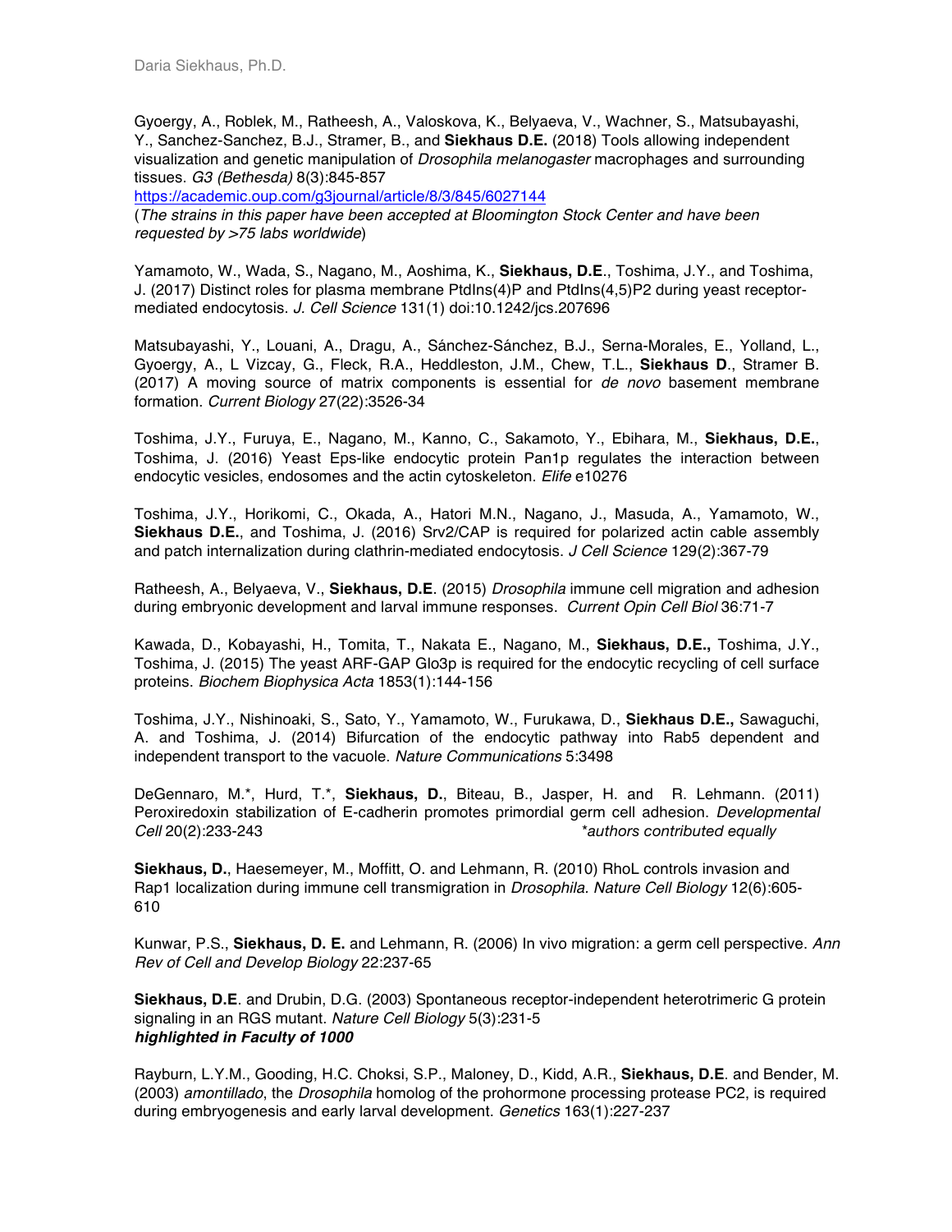Gyoergy, A., Roblek, M., Ratheesh, A., Valoskova, K., Belyaeva, V., Wachner, S., Matsubayashi, Y., Sanchez-Sanchez, B.J., Stramer, B., and **Siekhaus D.E.** (2018) Tools allowing independent visualization and genetic manipulation of *Drosophila melanogaster* macrophages and surrounding tissues. *G3 (Bethesda)* 8(3):845-857
https://academic.oup.com/g3journal/article/8/3/845/6027144
(*The strains in this paper have been accepted at Bloomington Stock Center and have been requested by >75 labs worldwide*)

Yamamoto, W., Wada, S., Nagano, M., Aoshima, K., **Siekhaus, D.E**., Toshima, J.Y., and Toshima, J. (2017) Distinct roles for plasma membrane PtdIns(4)P and PtdIns(4,5)P2 during yeast receptor-mediated endocytosis. *J. Cell Science* 131(1) doi:10.1242/jcs.207696

Matsubayashi, Y., Louani, A., Dragu, A., Sánchez-Sánchez, B.J., Serna-Morales, E., Yolland, L., Gyoergy, A., L Vizcay, G., Fleck, R.A., Heddleston, J.M., Chew, T.L., **Siekhaus D**., Stramer B. (2017) A moving source of matrix components is essential for *de novo* basement membrane formation. *Current Biology* 27(22):3526-34

Toshima, J.Y., Furuya, E., Nagano, M., Kanno, C., Sakamoto, Y., Ebihara, M., **Siekhaus, D.E.**, Toshima, J. (2016) Yeast Eps-like endocytic protein Pan1p regulates the interaction between endocytic vesicles, endosomes and the actin cytoskeleton. *Elife* e10276

Toshima, J.Y., Horikomi, C., Okada, A., Hatori M.N., Nagano, J., Masuda, A., Yamamoto, W., **Siekhaus D.E.**, and Toshima, J. (2016) Srv2/CAP is required for polarized actin cable assembly and patch internalization during clathrin-mediated endocytosis. *J Cell Science* 129(2):367-79

Ratheesh, A., Belyaeva, V., **Siekhaus, D.E**. (2015) *Drosophila* immune cell migration and adhesion during embryonic development and larval immune responses. *Current Opin Cell Biol* 36:71-7

Kawada, D., Kobayashi, H., Tomita, T., Nakata E., Nagano, M., **Siekhaus, D.E.,** Toshima, J.Y., Toshima, J. (2015) The yeast ARF-GAP Glo3p is required for the endocytic recycling of cell surface proteins. *Biochem Biophysica Acta* 1853(1):144-156

Toshima, J.Y., Nishinoaki, S., Sato, Y., Yamamoto, W., Furukawa, D., **Siekhaus D.E.,** Sawaguchi, A. and Toshima, J. (2014) Bifurcation of the endocytic pathway into Rab5 dependent and independent transport to the vacuole. *Nature Communications* 5:3498

DeGennaro, M.*, Hurd, T.*, **Siekhaus, D.**, Biteau, B., Jasper, H. and R. Lehmann. (2011) Peroxiredoxin stabilization of E-cadherin promotes primordial germ cell adhesion. *Developmental Cell* 20(2):233-243 *\*authors contributed equally*

**Siekhaus, D.**, Haesemeyer, M., Moffitt, O. and Lehmann, R. (2010) RhoL controls invasion and Rap1 localization during immune cell transmigration in *Drosophila. Nature Cell Biology* 12(6):605-610

Kunwar, P.S., **Siekhaus, D. E.** and Lehmann, R. (2006) In vivo migration: a germ cell perspective. *Ann Rev of Cell and Develop Biology* 22:237-65

**Siekhaus, D.E**. and Drubin, D.G. (2003) Spontaneous receptor-independent heterotrimeric G protein signaling in an RGS mutant. *Nature Cell Biology* 5(3):231-5
***highlighted in Faculty of 1000***

Rayburn, L.Y.M., Gooding, H.C. Choksi, S.P., Maloney, D., Kidd, A.R., **Siekhaus, D.E**. and Bender, M. (2003) *amontillado*, the *Drosophila* homolog of the prohormone processing protease PC2, is required during embryogenesis and early larval development. *Genetics* 163(1):227-237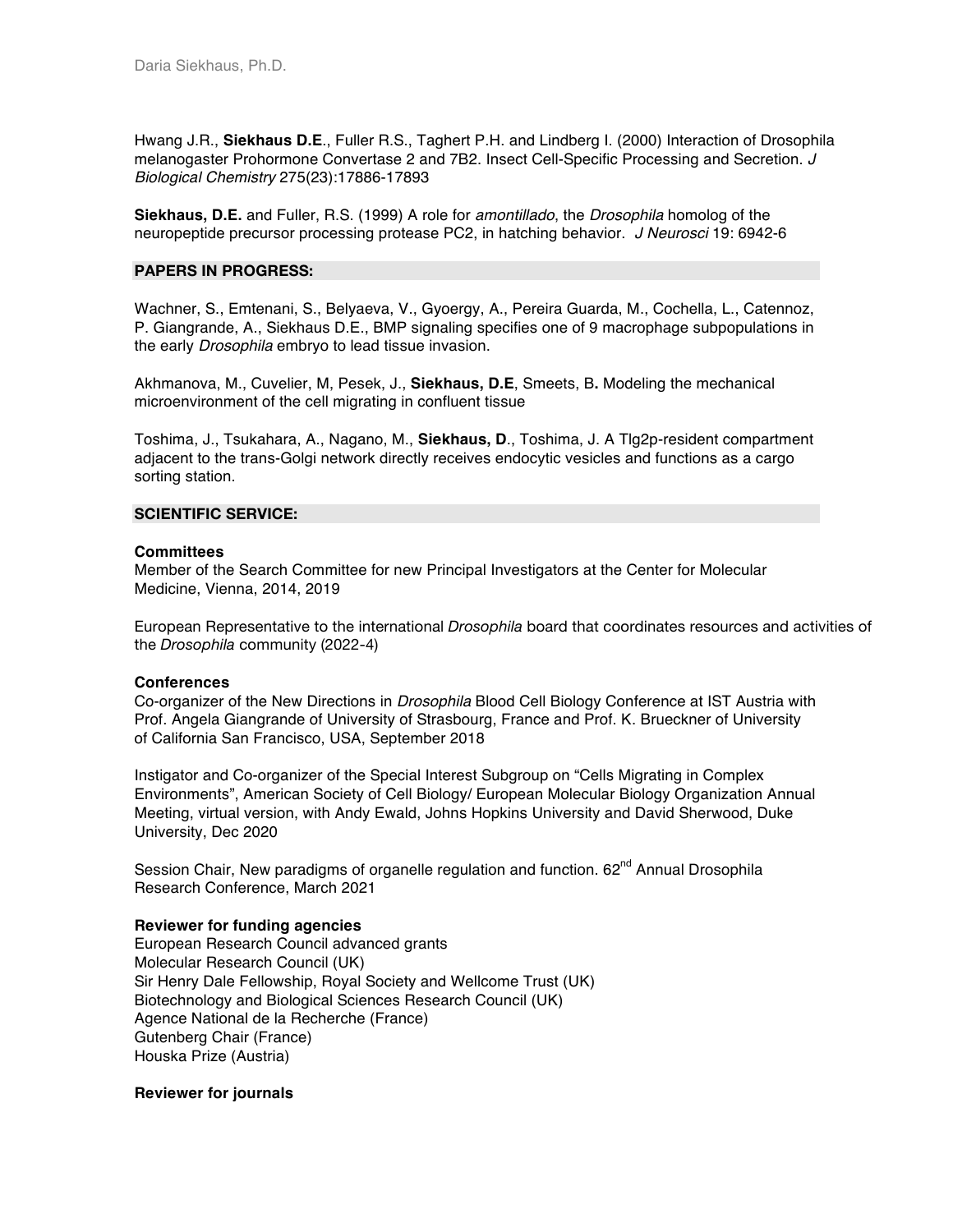Hwang J.R., **Siekhaus D.E**., Fuller R.S., Taghert P.H. and Lindberg I. (2000) Interaction of Drosophila melanogaster Prohormone Convertase 2 and 7B2. Insect Cell-Specific Processing and Secretion. *J Biological Chemistry* 275(23):17886-17893

**Siekhaus, D.E.** and Fuller, R.S. (1999) A role for *amontillado*, the *Drosophila* homolog of the neuropeptide precursor processing protease PC2, in hatching behavior. *J Neurosci* 19: 6942-6

## PAPERS IN PROGRESS:

Wachner, S., Emtenani, S., Belyaeva, V., Gyoergy, A., Pereira Guarda, M., Cochella, L., Catennoz, P. Giangrande, A., Siekhaus D.E., BMP signaling specifies one of 9 macrophage subpopulations in the early *Drosophila* embryo to lead tissue invasion.

Akhmanova, M., Cuvelier, M, Pesek, J., **Siekhaus, D.E**, Smeets, B**.** Modeling the mechanical microenvironment of the cell migrating in confluent tissue

Toshima, J., Tsukahara, A., Nagano, M., **Siekhaus, D**., Toshima, J. A Tlg2p-resident compartment adjacent to the trans-Golgi network directly receives endocytic vesicles and functions as a cargo sorting station.

## SCIENTIFIC SERVICE:

### Committees

Member of the Search Committee for new Principal Investigators at the Center for Molecular Medicine, Vienna, 2014, 2019

European Representative to the international *Drosophila* board that coordinates resources and activities of the *Drosophila* community (2022-4)

### Conferences

Co-organizer of the New Directions in *Drosophila* Blood Cell Biology Conference at IST Austria with Prof. Angela Giangrande of University of Strasbourg, France and Prof. K. Brueckner of University of California San Francisco, USA, September 2018

Instigator and Co-organizer of the Special Interest Subgroup on "Cells Migrating in Complex Environments", American Society of Cell Biology/ European Molecular Biology Organization Annual Meeting, virtual version, with Andy Ewald, Johns Hopkins University and David Sherwood, Duke University, Dec 2020

Session Chair, New paradigms of organelle regulation and function. 62nd Annual Drosophila Research Conference, March 2021

### Reviewer for funding agencies

European Research Council advanced grants
Molecular Research Council (UK)
Sir Henry Dale Fellowship, Royal Society and Wellcome Trust (UK)
Biotechnology and Biological Sciences Research Council (UK)
Agence National de la Recherche (France)
Gutenberg Chair (France)
Houska Prize (Austria)

### Reviewer for journals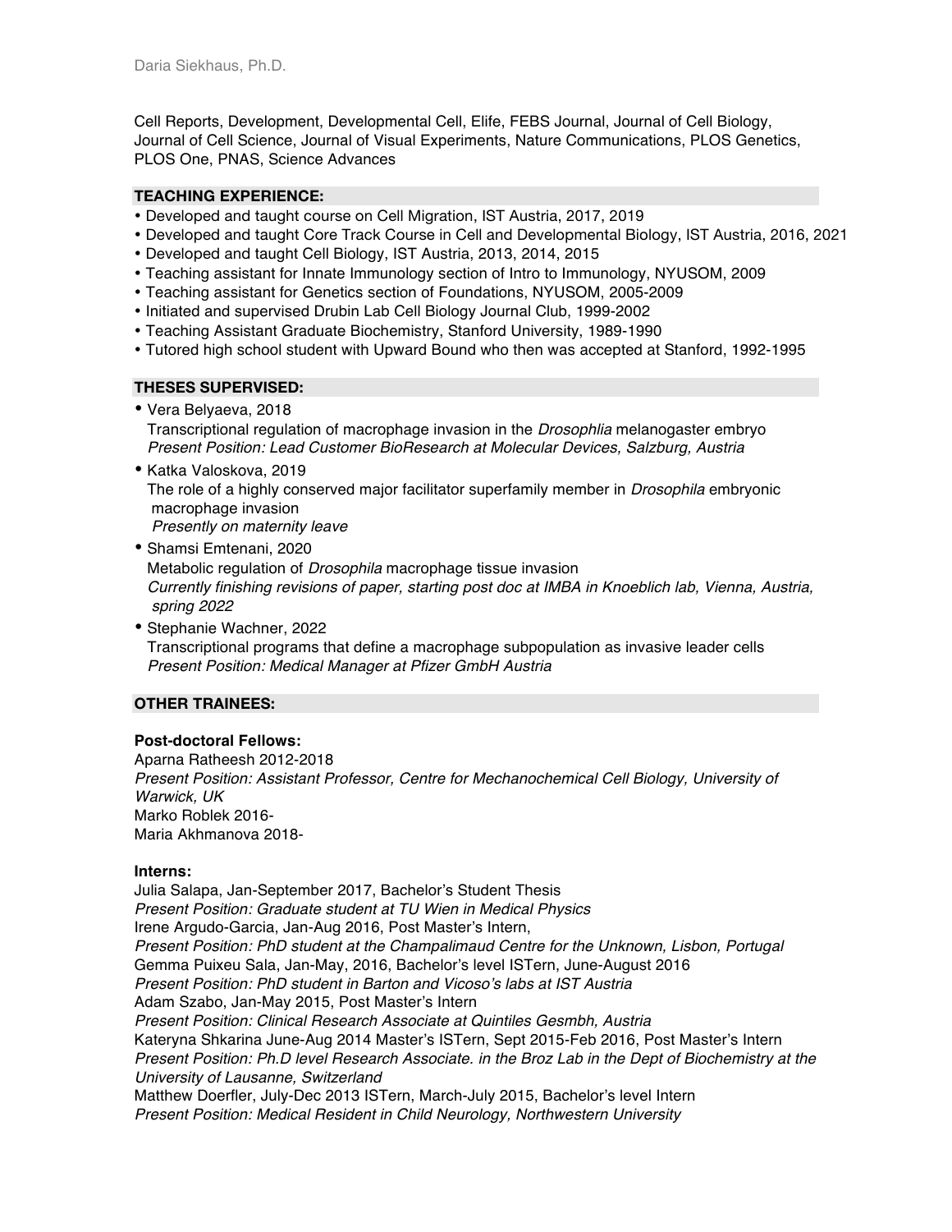Cell Reports, Development, Developmental Cell, Elife, FEBS Journal, Journal of Cell Biology, Journal of Cell Science, Journal of Visual Experiments, Nature Communications, PLOS Genetics, PLOS One, PNAS, Science Advances

## TEACHING EXPERIENCE:

- Developed and taught course on Cell Migration, IST Austria, 2017, 2019
- Developed and taught Core Track Course in Cell and Developmental Biology, IST Austria, 2016, 2021
- Developed and taught Cell Biology, IST Austria, 2013, 2014, 2015
- Teaching assistant for Innate Immunology section of Intro to Immunology, NYUSOM, 2009
- Teaching assistant for Genetics section of Foundations, NYUSOM, 2005-2009
- Initiated and supervised Drubin Lab Cell Biology Journal Club, 1999-2002
- Teaching Assistant Graduate Biochemistry, Stanford University, 1989-1990
- Tutored high school student with Upward Bound who then was accepted at Stanford, 1992-1995

## THESES SUPERVISED:

- Vera Belyaeva, 2018
  Transcriptional regulation of macrophage invasion in the *Drosophlia* melanogaster embryo
  *Present Position: Lead Customer BioResearch at Molecular Devices, Salzburg, Austria*
- Katka Valoskova, 2019
  The role of a highly conserved major facilitator superfamily member in *Drosophila* embryonic macrophage invasion
  *Presently on maternity leave*
- Shamsi Emtenani, 2020
  Metabolic regulation of *Drosophila* macrophage tissue invasion
  *Currently finishing revisions of paper, starting post doc at IMBA in Knoeblich lab, Vienna, Austria, spring 2022*
- Stephanie Wachner, 2022
  Transcriptional programs that define a macrophage subpopulation as invasive leader cells
  *Present Position: Medical Manager at Pfizer GmbH Austria*

## OTHER TRAINEES:

**Post-doctoral Fellows:**

Aparna Ratheesh 2012-2018
*Present Position: Assistant Professor, Centre for Mechanochemical Cell Biology, University of Warwick, UK*
Marko Roblek 2016-
Maria Akhmanova 2018-

**Interns:**

Julia Salapa, Jan-September 2017, Bachelor's Student Thesis
*Present Position: Graduate student at TU Wien in Medical Physics*
Irene Argudo-Garcia, Jan-Aug 2016, Post Master's Intern,
*Present Position: PhD student at the Champalimaud Centre for the Unknown, Lisbon, Portugal*
Gemma Puixeu Sala, Jan-May, 2016, Bachelor's level ISTern, June-August 2016
*Present Position: PhD student in Barton and Vicoso's labs at IST Austria*
Adam Szabo, Jan-May 2015, Post Master's Intern
*Present Position: Clinical Research Associate at Quintiles Gesmbh, Austria*
Kateryna Shkarina June-Aug 2014 Master's ISTern, Sept 2015-Feb 2016, Post Master's Intern
*Present Position: Ph.D level Research Associate. in the Broz Lab in the Dept of Biochemistry at the University of Lausanne, Switzerland*
Matthew Doerfler, July-Dec 2013 ISTern, March-July 2015, Bachelor's level Intern
*Present Position: Medical Resident in Child Neurology, Northwestern University*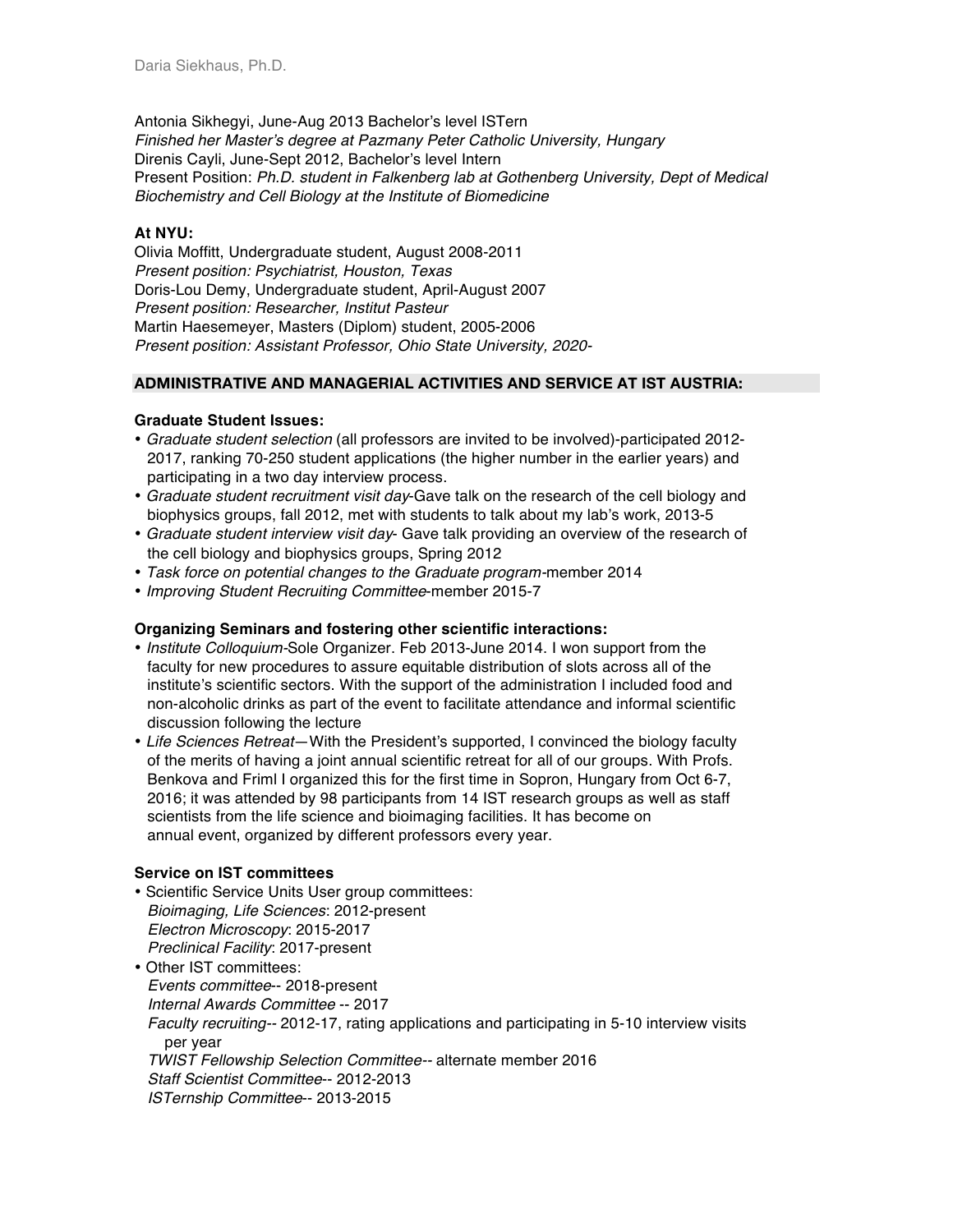Antonia Sikhegyi, June-Aug 2013 Bachelor's level ISTern
*Finished her Master's degree at Pazmany Peter Catholic University, Hungary*
Direnis Cayli, June-Sept 2012, Bachelor's level Intern
Present Position: *Ph.D. student in Falkenberg lab at Gothenberg University, Dept of Medical Biochemistry and Cell Biology at the Institute of Biomedicine*

**At NYU:**
Olivia Moffitt, Undergraduate student, August 2008-2011
*Present position: Psychiatrist, Houston, Texas*
Doris-Lou Demy, Undergraduate student, April-August 2007
*Present position: Researcher, Institut Pasteur*
Martin Haesemeyer, Masters (Diplom) student, 2005-2006
*Present position: Assistant Professor, Ohio State University, 2020-*

## ADMINISTRATIVE AND MANAGERIAL ACTIVITIES AND SERVICE AT IST AUSTRIA:

**Graduate Student Issues:**

- *Graduate student selection* (all professors are invited to be involved)-participated 2012-2017, ranking 70-250 student applications (the higher number in the earlier years) and participating in a two day interview process.
- *Graduate student recruitment visit day*-Gave talk on the research of the cell biology and biophysics groups, fall 2012, met with students to talk about my lab's work, 2013-5
- *Graduate student interview visit day*- Gave talk providing an overview of the research of the cell biology and biophysics groups, Spring 2012
- *Task force on potential changes to the Graduate program*-member 2014
- *Improving Student Recruiting Committee*-member 2015-7

**Organizing Seminars and fostering other scientific interactions:**

- *Institute Colloquium*-Sole Organizer. Feb 2013-June 2014. I won support from the faculty for new procedures to assure equitable distribution of slots across all of the institute's scientific sectors. With the support of the administration I included food and non-alcoholic drinks as part of the event to facilitate attendance and informal scientific discussion following the lecture
- *Life Sciences Retreat*—With the President's supported, I convinced the biology faculty of the merits of having a joint annual scientific retreat for all of our groups. With Profs. Benkova and Friml I organized this for the first time in Sopron, Hungary from Oct 6-7, 2016; it was attended by 98 participants from 14 IST research groups as well as staff scientists from the life science and bioimaging facilities. It has become on annual event, organized by different professors every year.

**Service on IST committees**

- Scientific Service Units User group committees:
  *Bioimaging, Life Sciences*: 2012-present
  *Electron Microscopy*: 2015-2017
  *Preclinical Facility*: 2017-present
- Other IST committees:
  *Events committee*-- 2018-present
  *Internal Awards Committee* -- 2017
  *Faculty recruiting*-- 2012-17, rating applications and participating in 5-10 interview visits per year
  *TWIST Fellowship Selection Committee*-- alternate member 2016
  *Staff Scientist Committee*-- 2012-2013
  *ISTernship Committee*-- 2013-2015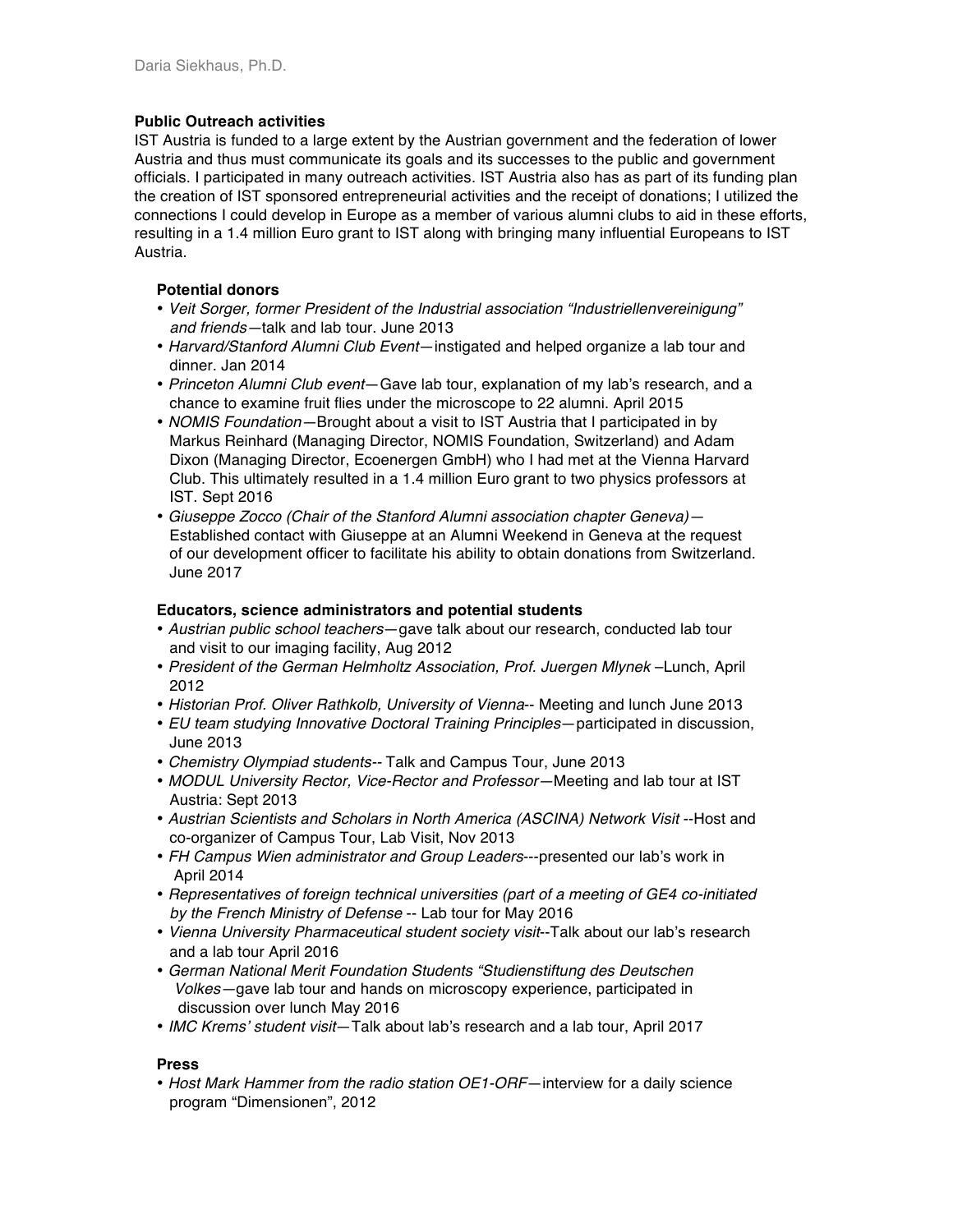**Public Outreach activities**

IST Austria is funded to a large extent by the Austrian government and the federation of lower Austria and thus must communicate its goals and its successes to the public and government officials. I participated in many outreach activities. IST Austria also has as part of its funding plan the creation of IST sponsored entrepreneurial activities and the receipt of donations; I utilized the connections I could develop in Europe as a member of various alumni clubs to aid in these efforts, resulting in a 1.4 million Euro grant to IST along with bringing many influential Europeans to IST Austria.

**Potential donors**

- *Veit Sorger, former President of the Industrial association "Industriellenvereinigung" and friends*—talk and lab tour. June 2013
- *Harvard/Stanford Alumni Club Event*—instigated and helped organize a lab tour and dinner. Jan 2014
- *Princeton Alumni Club event*—Gave lab tour, explanation of my lab's research, and a chance to examine fruit flies under the microscope to 22 alumni. April 2015
- *NOMIS Foundation*—Brought about a visit to IST Austria that I participated in by Markus Reinhard (Managing Director, NOMIS Foundation, Switzerland) and Adam Dixon (Managing Director, Ecoenergen GmbH) who I had met at the Vienna Harvard Club. This ultimately resulted in a 1.4 million Euro grant to two physics professors at IST. Sept 2016
- *Giuseppe Zocco (Chair of the Stanford Alumni association chapter Geneva)*—Established contact with Giuseppe at an Alumni Weekend in Geneva at the request of our development officer to facilitate his ability to obtain donations from Switzerland. June 2017

**Educators, science administrators and potential students**

- *Austrian public school teachers*—gave talk about our research, conducted lab tour and visit to our imaging facility, Aug 2012
- *President of the German Helmholtz Association, Prof. Juergen Mlynek* –Lunch, April 2012
- *Historian Prof. Oliver Rathkolb, University of Vienna*-- Meeting and lunch June 2013
- *EU team studying Innovative Doctoral Training Principles*—participated in discussion, June 2013
- *Chemistry Olympiad students*-- Talk and Campus Tour, June 2013
- *MODUL University Rector, Vice-Rector and Professor*—Meeting and lab tour at IST Austria: Sept 2013
- *Austrian Scientists and Scholars in North America (ASCINA) Network Visit* --Host and co-organizer of Campus Tour, Lab Visit, Nov 2013
- *FH Campus Wien administrator and Group Leaders*---presented our lab's work in April 2014
- *Representatives of foreign technical universities (part of a meeting of GE4 co-initiated by the French Ministry of Defense* -- Lab tour for May 2016
- *Vienna University Pharmaceutical student society visit*--Talk about our lab's research and a lab tour April 2016
- *German National Merit Foundation Students "Studienstiftung des Deutschen Volkes*—gave lab tour and hands on microscopy experience, participated in discussion over lunch May 2016
- *IMC Krems' student visit*—Talk about lab's research and a lab tour, April 2017

**Press**

- *Host Mark Hammer from the radio station OE1-ORF*—interview for a daily science program "Dimensionen", 2012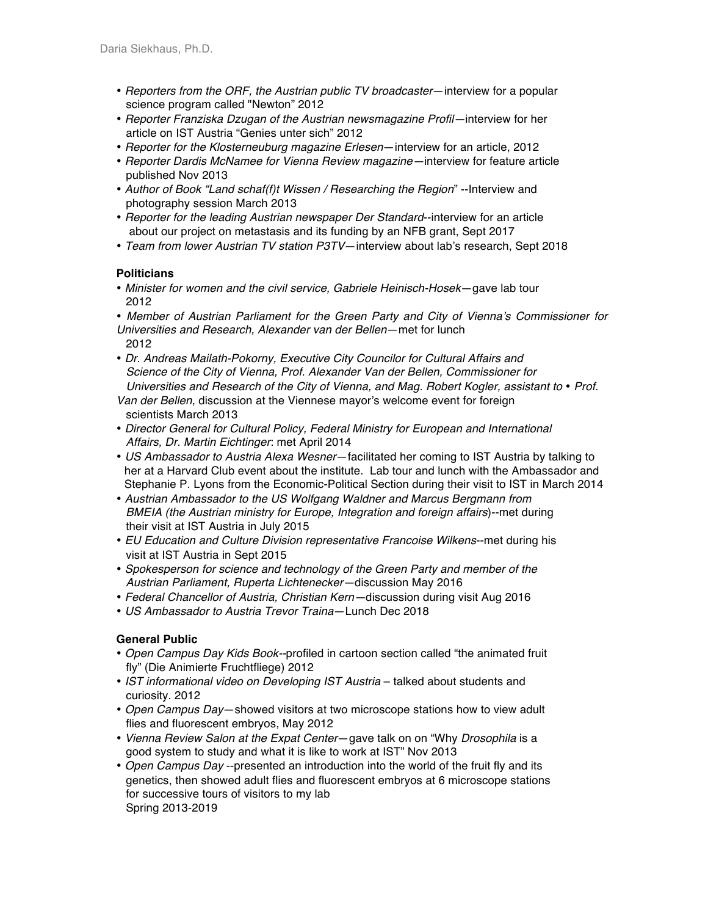- *Reporters from the ORF, the Austrian public TV broadcaster*—interview for a popular science program called "Newton" 2012
- *Reporter Franziska Dzugan of the Austrian newsmagazine Profil*—interview for her article on IST Austria "Genies unter sich" 2012
- *Reporter for the Klosterneuburg magazine Erlesen*—interview for an article, 2012
- *Reporter Dardis McNamee for Vienna Review magazine*—interview for feature article published Nov 2013
- *Author of Book "Land schaf(f)t Wissen / Researching the Region*" --Interview and photography session March 2013
- *Reporter for the leading Austrian newspaper Der Standard*--interview for an article about our project on metastasis and its funding by an NFB grant, Sept 2017
- *Team from lower Austrian TV station P3TV*—interview about lab's research, Sept 2018

**Politicians**

- *Minister for women and the civil service, Gabriele Heinisch-Hosek*—gave lab tour 2012
- *Member of Austrian Parliament for the Green Party and City of Vienna's Commissioner for Universities and Research, Alexander van der Bellen*—met for lunch 2012
- *Dr. Andreas Mailath-Pokorny, Executive City Councilor for Cultural Affairs and Science of the City of Vienna, Prof. Alexander Van der Bellen, Commissioner for Universities and Research of the City of Vienna, and Mag. Robert Kogler, assistant to • Prof. Van der Bellen*, discussion at the Viennese mayor's welcome event for foreign scientists March 2013
- *Director General for Cultural Policy, Federal Ministry for European and International Affairs, Dr. Martin Eichtinger*: met April 2014
- *US Ambassador to Austria Alexa Wesner*—facilitated her coming to IST Austria by talking to her at a Harvard Club event about the institute. Lab tour and lunch with the Ambassador and Stephanie P. Lyons from the Economic-Political Section during their visit to IST in March 2014
- *Austrian Ambassador to the US Wolfgang Waldner and Marcus Bergmann from BMEIA (the Austrian ministry for Europe, Integration and foreign affairs*)--met during their visit at IST Austria in July 2015
- *EU Education and Culture Division representative Francoise Wilkens*--met during his visit at IST Austria in Sept 2015
- *Spokesperson for science and technology of the Green Party and member of the Austrian Parliament, Ruperta Lichtenecker*—discussion May 2016
- *Federal Chancellor of Austria, Christian Kern*—discussion during visit Aug 2016
- *US Ambassador to Austria Trevor Traina*—Lunch Dec 2018

**General Public**

- *Open Campus Day Kids Book*--profiled in cartoon section called "the animated fruit fly" (Die Animierte Fruchtfliege) 2012
- *IST informational video on Developing IST Austria* – talked about students and curiosity. 2012
- *Open Campus Day*—showed visitors at two microscope stations how to view adult flies and fluorescent embryos, May 2012
- *Vienna Review Salon at the Expat Center*—gave talk on on "Why *Drosophila* is a good system to study and what it is like to work at IST" Nov 2013
- *Open Campus Day* --presented an introduction into the world of the fruit fly and its genetics, then showed adult flies and fluorescent embryos at 6 microscope stations for successive tours of visitors to my lab Spring 2013-2019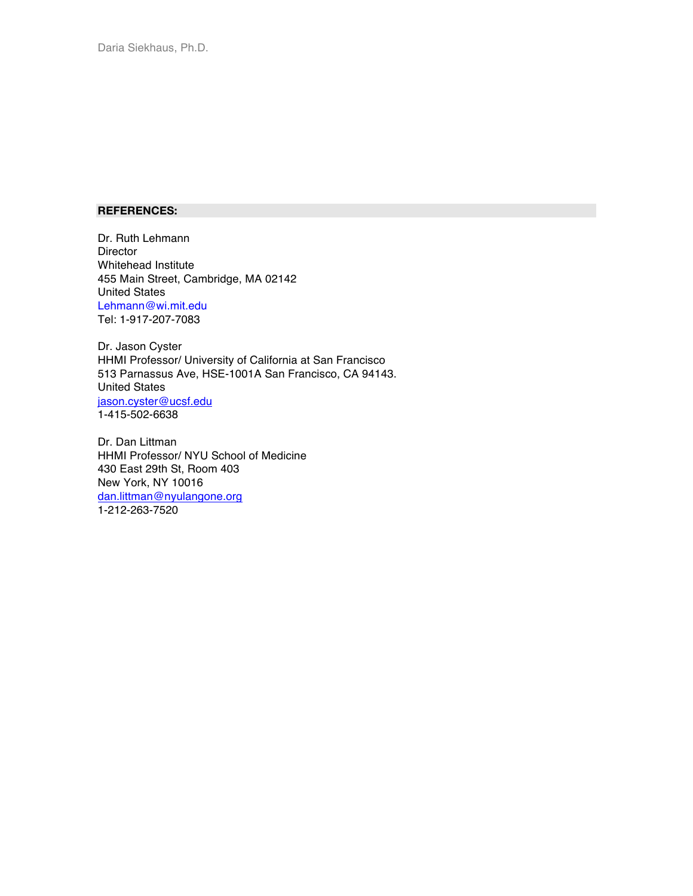## REFERENCES:

Dr. Ruth Lehmann
Director
Whitehead Institute
455 Main Street, Cambridge, MA 02142
United States
Lehmann@wi.mit.edu
Tel: 1-917-207-7083

Dr. Jason Cyster
HHMI Professor/ University of California at San Francisco
513 Parnassus Ave, HSE-1001A San Francisco, CA 94143.
United States
jason.cyster@ucsf.edu
1-415-502-6638

Dr. Dan Littman
HHMI Professor/ NYU School of Medicine
430 East 29th St, Room 403
New York, NY 10016
dan.littman@nyulangone.org
1-212-263-7520